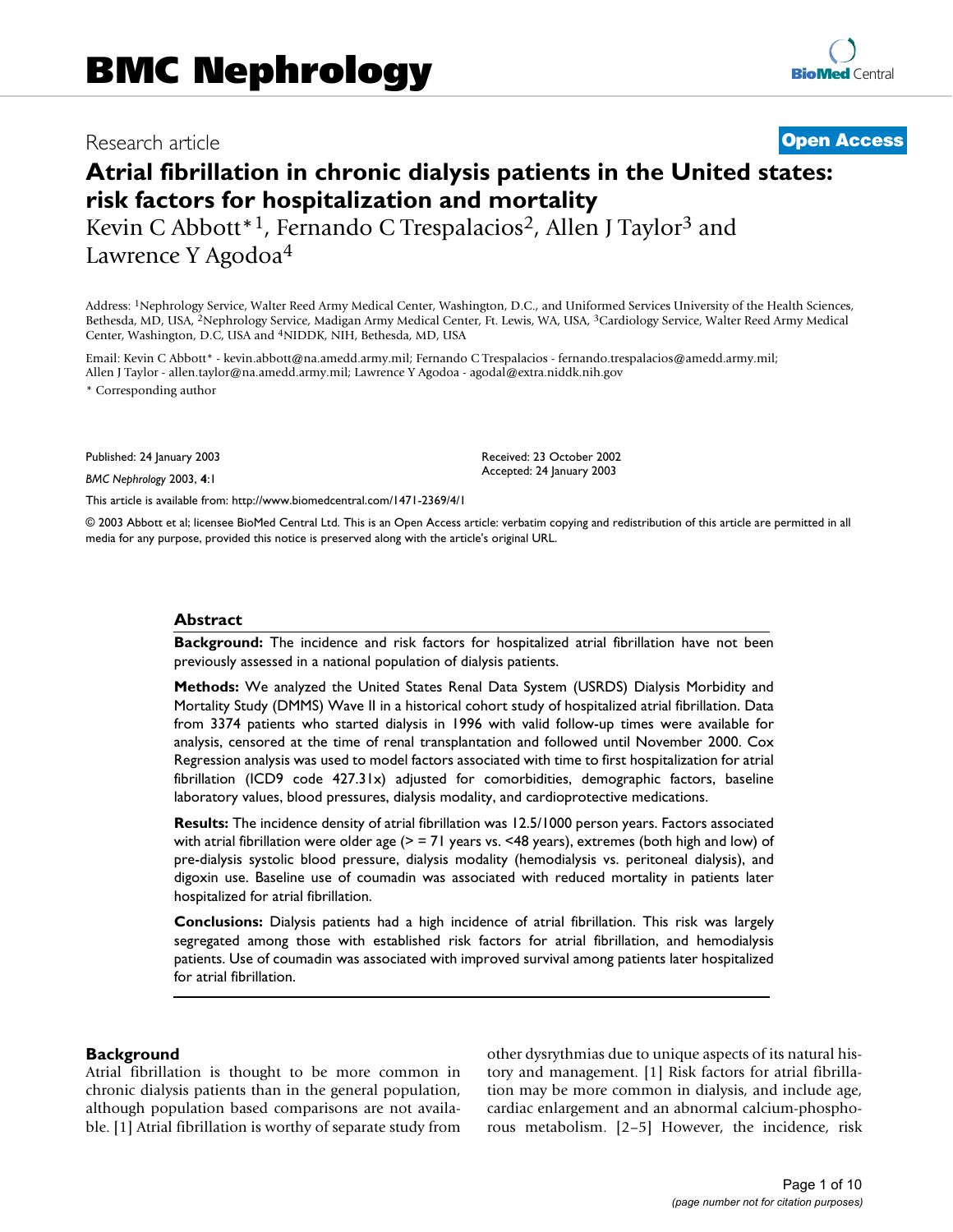# BMC Nephrology

Research article

**Open Access**

## Atrial fibrillation in chronic dialysis patients in the United states: risk factors for hospitalization and mortality

Kevin C Abbott*[1], Fernando C Trespalacios[2], Allen J Taylor[3] and Lawrence Y Agodoa[4]

Address: [1]Nephrology Service, Walter Reed Army Medical Center, Washington, D.C., and Uniformed Services University of the Health Sciences, Bethesda, MD, USA, [2]Nephrology Service, Madigan Army Medical Center, Ft. Lewis, WA, USA, [3]Cardiology Service, Walter Reed Army Medical Center, Washington, D.C, USA and [4]NIDDK, NIH, Bethesda, MD, USA

Email: Kevin C Abbott* - kevin.abbott@na.amedd.army.mil; Fernando C Trespalacios - fernando.trespalacios@amedd.army.mil; Allen J Taylor - allen.taylor@na.amedd.army.mil; Lawrence Y Agodoa - agodal@extra.niddk.nih.gov

* Corresponding author

Published: 24 January 2003

*BMC Nephrology* 2003, **4**:1

Received: 23 October 2002
Accepted: 24 January 2003

This article is available from: http://www.biomedcentral.com/1471-2369/4/1

© 2003 Abbott et al; licensee BioMed Central Ltd. This is an Open Access article: verbatim copying and redistribution of this article are permitted in all media for any purpose, provided this notice is preserved along with the article's original URL.

### Abstract

**Background:** The incidence and risk factors for hospitalized atrial fibrillation have not been previously assessed in a national population of dialysis patients.

**Methods:** We analyzed the United States Renal Data System (USRDS) Dialysis Morbidity and Mortality Study (DMMS) Wave II in a historical cohort study of hospitalized atrial fibrillation. Data from 3374 patients who started dialysis in 1996 with valid follow-up times were available for analysis, censored at the time of renal transplantation and followed until November 2000. Cox Regression analysis was used to model factors associated with time to first hospitalization for atrial fibrillation (ICD9 code 427.31x) adjusted for comorbidities, demographic factors, baseline laboratory values, blood pressures, dialysis modality, and cardioprotective medications.

**Results:** The incidence density of atrial fibrillation was 12.5/1000 person years. Factors associated with atrial fibrillation were older age (> = 71 years vs. <48 years), extremes (both high and low) of pre-dialysis systolic blood pressure, dialysis modality (hemodialysis vs. peritoneal dialysis), and digoxin use. Baseline use of coumadin was associated with reduced mortality in patients later hospitalized for atrial fibrillation.

**Conclusions:** Dialysis patients had a high incidence of atrial fibrillation. This risk was largely segregated among those with established risk factors for atrial fibrillation, and hemodialysis patients. Use of coumadin was associated with improved survival among patients later hospitalized for atrial fibrillation.

### Background

Atrial fibrillation is thought to be more common in chronic dialysis patients than in the general population, although population based comparisons are not available. [1] Atrial fibrillation is worthy of separate study from other dysrythmias due to unique aspects of its natural history and management. [1] Risk factors for atrial fibrillation may be more common in dialysis, and include age, cardiac enlargement and an abnormal calcium-phosphorous metabolism. [2–5] However, the incidence, risk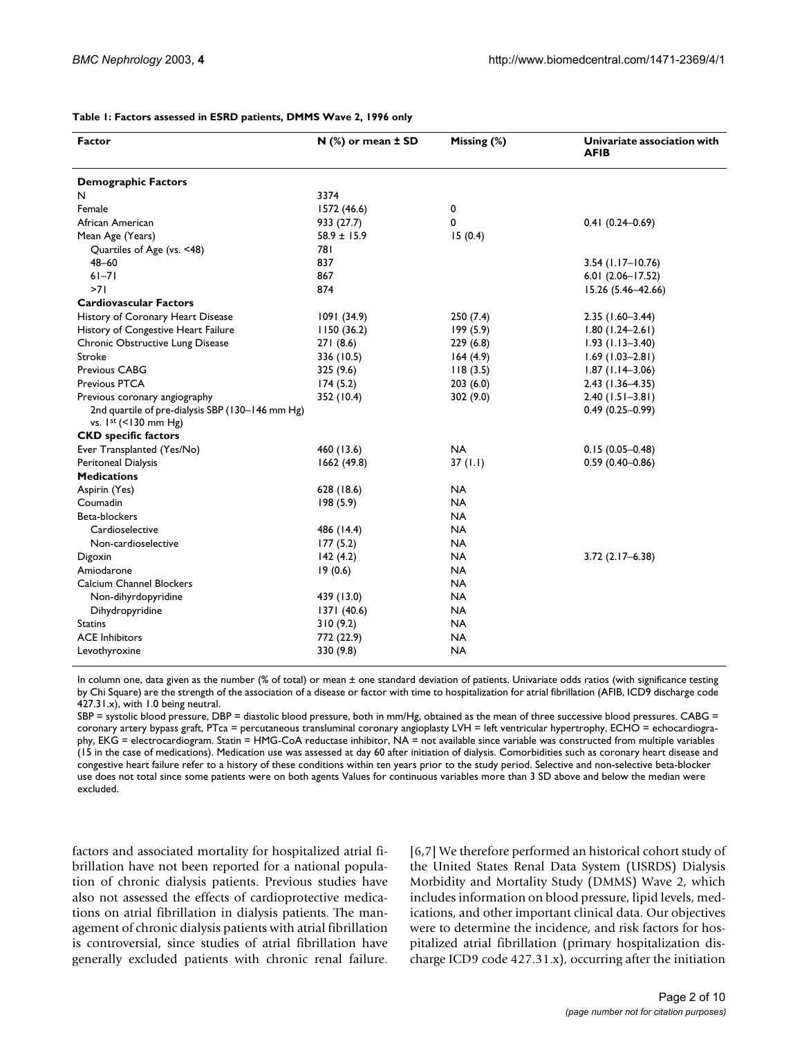**Table 1: Factors assessed in ESRD patients, DMMS Wave 2, 1996 only**

| Factor | N (%) or mean ± SD | Missing (%) | Univariate association with AFIB |
|---|---|---|---|
| **Demographic Factors** | | | |
| N | 3374 | | |
| Female | 1572 (46.6) | 0 | |
| African American | 933 (27.7) | 0 | 0.41 (0.24–0.69) |
| Mean Age (Years) | 58.9 ± 15.9 | 15 (0.4) | |
| Quartiles of Age (vs. <48) | 781 | | |
| 48–60 | 837 | | 3.54 (1.17–10.76) |
| 61–71 | 867 | | 6.01 (2.06–17.52) |
| >71 | 874 | | 15.26 (5.46–42.66) |
| **Cardiovascular Factors** | | | |
| History of Coronary Heart Disease | 1091 (34.9) | 250 (7.4) | 2.35 (1.60–3.44) |
| History of Congestive Heart Failure | 1150 (36.2) | 199 (5.9) | 1.80 (1.24–2.61) |
| Chronic Obstructive Lung Disease | 271 (8.6) | 229 (6.8) | 1.93 (1.13–3.40) |
| Stroke | 336 (10.5) | 164 (4.9) | 1.69 (1.03–2.81) |
| Previous CABG | 325 (9.6) | 118 (3.5) | 1.87 (1.14–3.06) |
| Previous PTCA | 174 (5.2) | 203 (6.0) | 2.43 (1.36–4.35) |
| Previous coronary angiography | 352 (10.4) | 302 (9.0) | 2.40 (1.51–3.81) |
| 2nd quartile of pre-dialysis SBP (130–146 mm Hg) vs. 1st (<130 mm Hg) | | | 0.49 (0.25–0.99) |
| **CKD specific factors** | | | |
| Ever Transplanted (Yes/No) | 460 (13.6) | NA | 0.15 (0.05–0.48) |
| Peritoneal Dialysis | 1662 (49.8) | 37 (1.1) | 0.59 (0.40–0.86) |
| **Medications** | | | |
| Aspirin (Yes) | 628 (18.6) | NA | |
| Coumadin | 198 (5.9) | NA | |
| Beta-blockers | | NA | |
| Cardioselective | 486 (14.4) | NA | |
| Non-cardioselective | 177 (5.2) | NA | |
| Digoxin | 142 (4.2) | NA | 3.72 (2.17–6.38) |
| Amiodarone | 19 (0.6) | NA | |
| Calcium Channel Blockers | | NA | |
| Non-dihyrdopyridine | 439 (13.0) | NA | |
| Dihydropyridine | 1371 (40.6) | NA | |
| Statins | 310 (9.2) | NA | |
| ACE Inhibitors | 772 (22.9) | NA | |
| Levothyroxine | 330 (9.8) | NA | |

In column one, data given as the number (% of total) or mean ± one standard deviation of patients. Univariate odds ratios (with significance testing by Chi Square) are the strength of the association of a disease or factor with time to hospitalization for atrial fibrillation (AFIB, ICD9 discharge code 427.31.x), with 1.0 being neutral.
SBP = systolic blood pressure, DBP = diastolic blood pressure, both in mm/Hg, obtained as the mean of three successive blood pressures. CABG = coronary artery bypass graft, PTca = percutaneous transluminal coronary angioplasty LVH = left ventricular hypertrophy, ECHO = echocardiography, EKG = electrocardiogram. Statin = HMG-CoA reductase inhibitor, NA = not available since variable was constructed from multiple variables (15 in the case of medications). Medication use was assessed at day 60 after initiation of dialysis. Comorbidities such as coronary heart disease and congestive heart failure refer to a history of these conditions within ten years prior to the study period. Selective and non-selective beta-blocker use does not total since some patients were on both agents Values for continuous variables more than 3 SD above and below the median were excluded.

factors and associated mortality for hospitalized atrial fibrillation have not been reported for a national population of chronic dialysis patients. Previous studies have also not assessed the effects of cardioprotective medications on atrial fibrillation in dialysis patients. The management of chronic dialysis patients with atrial fibrillation is controversial, since studies of atrial fibrillation have generally excluded patients with chronic renal failure. [6,7] We therefore performed an historical cohort study of the United States Renal Data System (USRDS) Dialysis Morbidity and Mortality Study (DMMS) Wave 2, which includes information on blood pressure, lipid levels, medications, and other important clinical data. Our objectives were to determine the incidence, and risk factors for hospitalized atrial fibrillation (primary hospitalization discharge ICD9 code 427.31.x), occurring after the initiation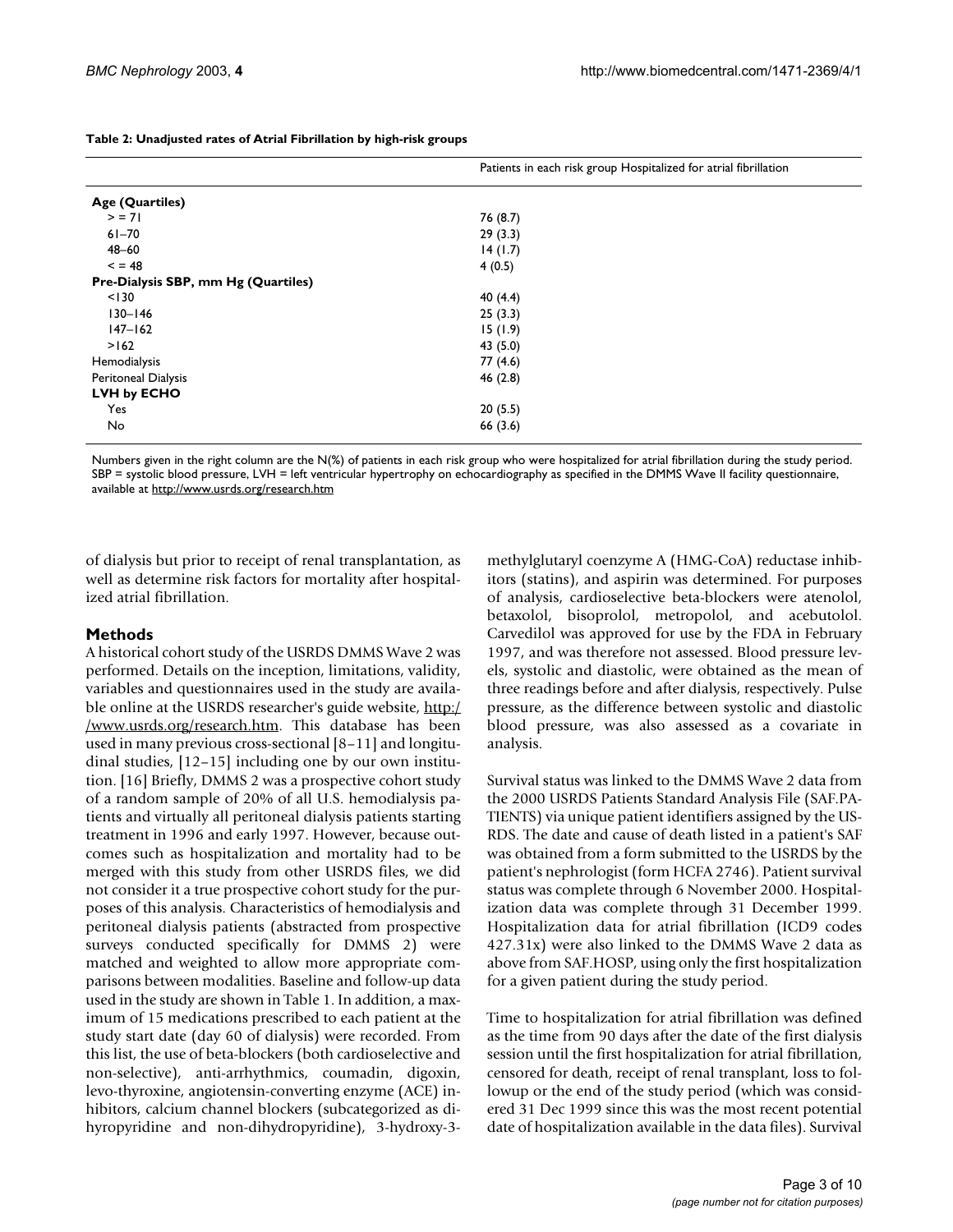**Table 2: Unadjusted rates of Atrial Fibrillation by high-risk groups**

| | Patients in each risk group Hospitalized for atrial fibrillation |
| --- | --- |
| **Age (Quartiles)** | |
| > = 71 | 76 (8.7) |
| 61–70 | 29 (3.3) |
| 48–60 | 14 (1.7) |
| < = 48 | 4 (0.5) |
| **Pre-Dialysis SBP, mm Hg (Quartiles)** | |
| <130 | 40 (4.4) |
| 130–146 | 25 (3.3) |
| 147–162 | 15 (1.9) |
| >162 | 43 (5.0) |
| Hemodialysis | 77 (4.6) |
| Peritoneal Dialysis | 46 (2.8) |
| **LVH by ECHO** | |
| Yes | 20 (5.5) |
| No | 66 (3.6) |

Numbers given in the right column are the N(%) of patients in each risk group who were hospitalized for atrial fibrillation during the study period. SBP = systolic blood pressure, LVH = left ventricular hypertrophy on echocardiography as specified in the DMMS Wave II facility questionnaire, available at http://www.usrds.org/research.htm

of dialysis but prior to receipt of renal transplantation, as well as determine risk factors for mortality after hospitalized atrial fibrillation.

## Methods

A historical cohort study of the USRDS DMMS Wave 2 was performed. Details on the inception, limitations, validity, variables and questionnaires used in the study are available online at the USRDS researcher's guide website, http://www.usrds.org/research.htm. This database has been used in many previous cross-sectional [8–11] and longitudinal studies, [12–15] including one by our own institution. [16] Briefly, DMMS 2 was a prospective cohort study of a random sample of 20% of all U.S. hemodialysis patients and virtually all peritoneal dialysis patients starting treatment in 1996 and early 1997. However, because outcomes such as hospitalization and mortality had to be merged with this study from other USRDS files, we did not consider it a true prospective cohort study for the purposes of this analysis. Characteristics of hemodialysis and peritoneal dialysis patients (abstracted from prospective surveys conducted specifically for DMMS 2) were matched and weighted to allow more appropriate comparisons between modalities. Baseline and follow-up data used in the study are shown in Table 1. In addition, a maximum of 15 medications prescribed to each patient at the study start date (day 60 of dialysis) were recorded. From this list, the use of beta-blockers (both cardioselective and non-selective), anti-arrhythmics, coumadin, digoxin, levo-thyroxine, angiotensin-converting enzyme (ACE) inhibitors, calcium channel blockers (subcategorized as dihyropyridine and non-dihydropyridine), 3-hydroxy-3-methylglutaryl coenzyme A (HMG-CoA) reductase inhibitors (statins), and aspirin was determined. For purposes of analysis, cardioselective beta-blockers were atenolol, betaxolol, bisoprolol, metropolol, and acebutolol. Carvedilol was approved for use by the FDA in February 1997, and was therefore not assessed. Blood pressure levels, systolic and diastolic, were obtained as the mean of three readings before and after dialysis, respectively. Pulse pressure, as the difference between systolic and diastolic blood pressure, was also assessed as a covariate in analysis.

Survival status was linked to the DMMS Wave 2 data from the 2000 USRDS Patients Standard Analysis File (SAF.PATIENTS) via unique patient identifiers assigned by the USRDS. The date and cause of death listed in a patient's SAF was obtained from a form submitted to the USRDS by the patient's nephrologist (form HCFA 2746). Patient survival status was complete through 6 November 2000. Hospitalization data was complete through 31 December 1999. Hospitalization data for atrial fibrillation (ICD9 codes 427.31x) were also linked to the DMMS Wave 2 data as above from SAF.HOSP, using only the first hospitalization for a given patient during the study period.

Time to hospitalization for atrial fibrillation was defined as the time from 90 days after the date of the first dialysis session until the first hospitalization for atrial fibrillation, censored for death, receipt of renal transplant, loss to followup or the end of the study period (which was considered 31 Dec 1999 since this was the most recent potential date of hospitalization available in the data files). Survival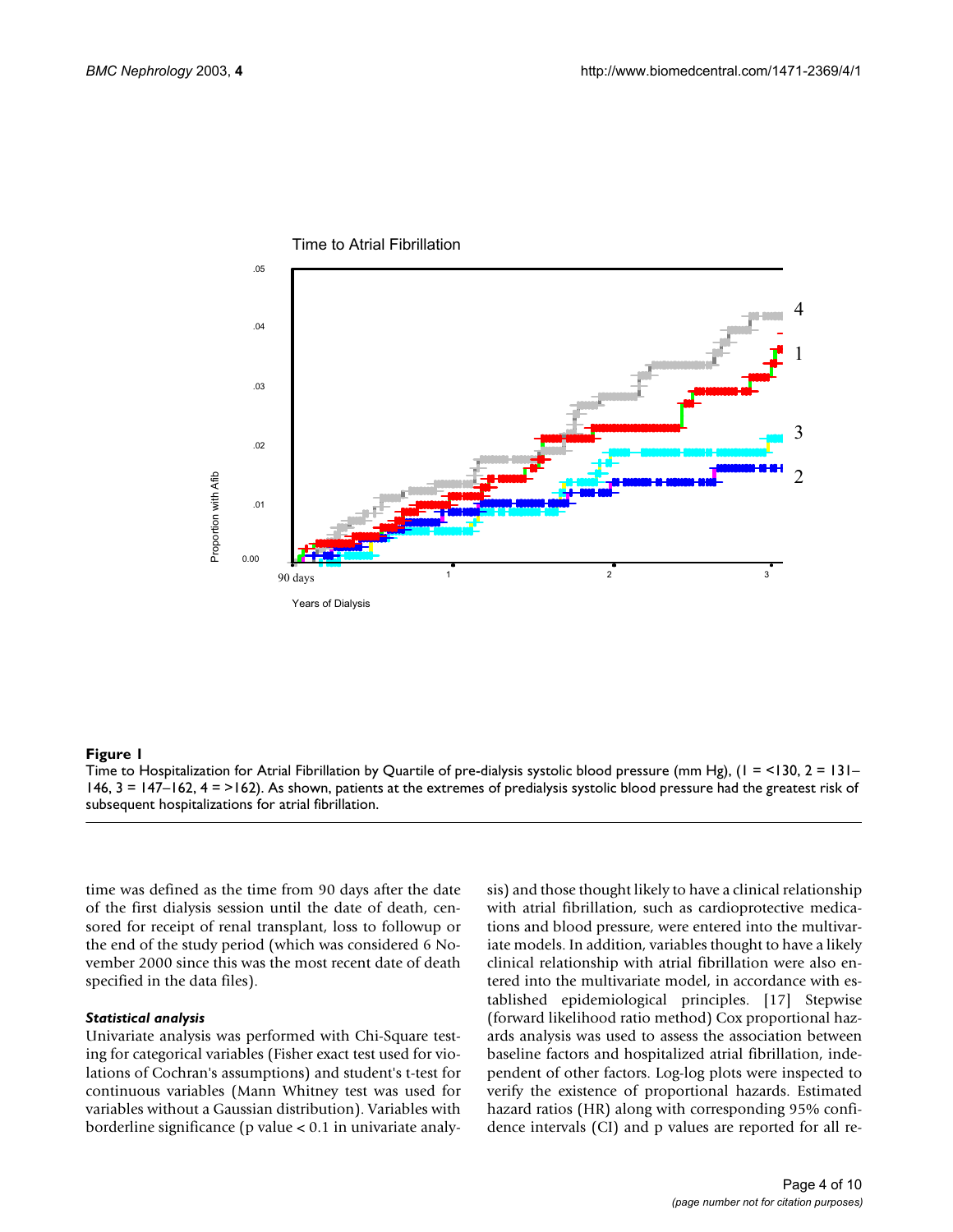**Figure 1**

Time to Hospitalization for Atrial Fibrillation by Quartile of pre-dialysis systolic blood pressure (mm Hg), (1 = <130, 2 = 131–146, 3 = 147–162, 4 = >162). As shown, patients at the extremes of predialysis systolic blood pressure had the greatest risk of subsequent hospitalizations for atrial fibrillation.

time was defined as the time from 90 days after the date of the first dialysis session until the date of death, censored for receipt of renal transplant, loss to followup or the end of the study period (which was considered 6 November 2000 since this was the most recent date of death specified in the data files).

### *Statistical analysis*

Univariate analysis was performed with Chi-Square testing for categorical variables (Fisher exact test used for violations of Cochran's assumptions) and student's t-test for continuous variables (Mann Whitney test was used for variables without a Gaussian distribution). Variables with borderline significance (p value < 0.1 in univariate analysis) and those thought likely to have a clinical relationship with atrial fibrillation, such as cardioprotective medications and blood pressure, were entered into the multivariate models. In addition, variables thought to have a likely clinical relationship with atrial fibrillation were also entered into the multivariate model, in accordance with established epidemiological principles. [17] Stepwise (forward likelihood ratio method) Cox proportional hazards analysis was used to assess the association between baseline factors and hospitalized atrial fibrillation, independent of other factors. Log-log plots were inspected to verify the existence of proportional hazards. Estimated hazard ratios (HR) along with corresponding 95% confidence intervals (CI) and p values are reported for all re-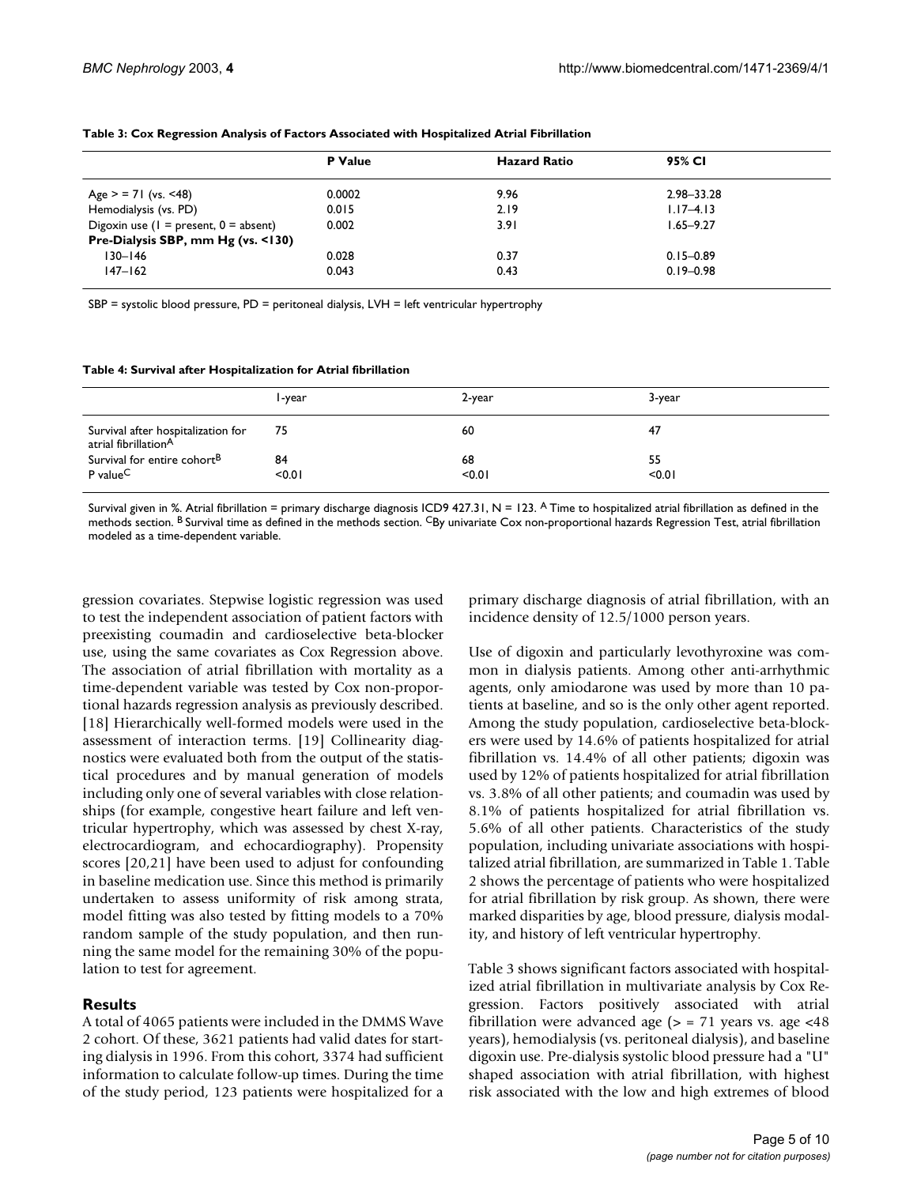**Table 3: Cox Regression Analysis of Factors Associated with Hospitalized Atrial Fibrillation**

| | P Value | Hazard Ratio | 95% CI |
|---|---|---|---|
| Age > = 71 (vs. <48) | 0.0002 | 9.96 | 2.98–33.28 |
| Hemodialysis (vs. PD) | 0.015 | 2.19 | 1.17–4.13 |
| Digoxin use (1 = present, 0 = absent) | 0.002 | 3.91 | 1.65–9.27 |
| **Pre-Dialysis SBP, mm Hg (vs. <130)** | | | |
| 130–146 | 0.028 | 0.37 | 0.15–0.89 |
| 147–162 | 0.043 | 0.43 | 0.19–0.98 |

SBP = systolic blood pressure, PD = peritoneal dialysis, LVH = left ventricular hypertrophy

**Table 4: Survival after Hospitalization for Atrial fibrillation**

| | 1-year | 2-year | 3-year |
|---|---|---|---|
| Survival after hospitalization for atrial fibrillation[A] | 75 | 60 | 47 |
| Survival for entire cohort[B] | 84 | 68 | 55 |
| P value[C] | <0.01 | <0.01 | <0.01 |

Survival given in %. Atrial fibrillation = primary discharge diagnosis ICD9 427.31, N = 123. [A] Time to hospitalized atrial fibrillation as defined in the methods section. [B] Survival time as defined in the methods section. [C] By univariate Cox non-proportional hazards Regression Test, atrial fibrillation modeled as a time-dependent variable.

gression covariates. Stepwise logistic regression was used to test the independent association of patient factors with preexisting coumadin and cardioselective beta-blocker use, using the same covariates as Cox Regression above. The association of atrial fibrillation with mortality as a time-dependent variable was tested by Cox non-proportional hazards regression analysis as previously described. [18] Hierarchically well-formed models were used in the assessment of interaction terms. [19] Collinearity diagnostics were evaluated both from the output of the statistical procedures and by manual generation of models including only one of several variables with close relationships (for example, congestive heart failure and left ventricular hypertrophy, which was assessed by chest X-ray, electrocardiogram, and echocardiography). Propensity scores [20,21] have been used to adjust for confounding in baseline medication use. Since this method is primarily undertaken to assess uniformity of risk among strata, model fitting was also tested by fitting models to a 70% random sample of the study population, and then running the same model for the remaining 30% of the population to test for agreement.

## Results

A total of 4065 patients were included in the DMMS Wave 2 cohort. Of these, 3621 patients had valid dates for starting dialysis in 1996. From this cohort, 3374 had sufficient information to calculate follow-up times. During the time of the study period, 123 patients were hospitalized for a primary discharge diagnosis of atrial fibrillation, with an incidence density of 12.5/1000 person years.

Use of digoxin and particularly levothyroxine was common in dialysis patients. Among other anti-arrhythmic agents, only amiodarone was used by more than 10 patients at baseline, and so is the only other agent reported. Among the study population, cardioselective beta-blockers were used by 14.6% of patients hospitalized for atrial fibrillation vs. 14.4% of all other patients; digoxin was used by 12% of patients hospitalized for atrial fibrillation vs. 3.8% of all other patients; and coumadin was used by 8.1% of patients hospitalized for atrial fibrillation vs. 5.6% of all other patients. Characteristics of the study population, including univariate associations with hospitalized atrial fibrillation, are summarized in Table 1. Table 2 shows the percentage of patients who were hospitalized for atrial fibrillation by risk group. As shown, there were marked disparities by age, blood pressure, dialysis modality, and history of left ventricular hypertrophy.

Table 3 shows significant factors associated with hospitalized atrial fibrillation in multivariate analysis by Cox Regression. Factors positively associated with atrial fibrillation were advanced age (> = 71 years vs. age <48 years), hemodialysis (vs. peritoneal dialysis), and baseline digoxin use. Pre-dialysis systolic blood pressure had a "U" shaped association with atrial fibrillation, with highest risk associated with the low and high extremes of blood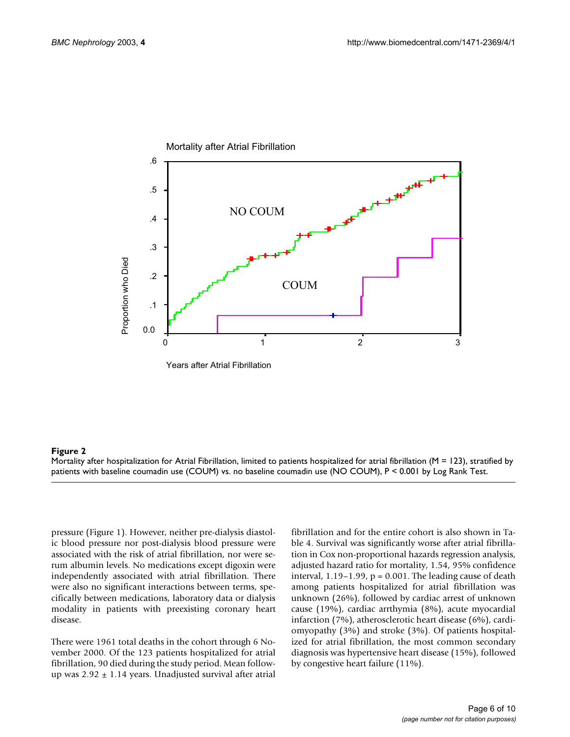**Figure 2**
Mortality after hospitalization for Atrial Fibrillation, limited to patients hospitalized for atrial fibrillation (M = 123), stratified by patients with baseline coumadin use (COUM) vs. no baseline coumadin use (NO COUM), P < 0.001 by Log Rank Test.

pressure (Figure 1). However, neither pre-dialysis diastolic blood pressure nor post-dialysis blood pressure were associated with the risk of atrial fibrillation, nor were serum albumin levels. No medications except digoxin were independently associated with atrial fibrillation. There were also no significant interactions between terms, specifically between medications, laboratory data or dialysis modality in patients with preexisting coronary heart disease.

There were 1961 total deaths in the cohort through 6 November 2000. Of the 123 patients hospitalized for atrial fibrillation, 90 died during the study period. Mean follow-up was 2.92 ± 1.14 years. Unadjusted survival after atrial fibrillation and for the entire cohort is also shown in Table 4. Survival was significantly worse after atrial fibrillation in Cox non-proportional hazards regression analysis, adjusted hazard ratio for mortality, 1.54, 95% confidence interval, 1.19–1.99, p = 0.001. The leading cause of death among patients hospitalized for atrial fibrillation was unknown (26%), followed by cardiac arrest of unknown cause (19%), cardiac arrthymia (8%), acute myocardial infarction (7%), atherosclerotic heart disease (6%), cardiomyopathy (3%) and stroke (3%). Of patients hospitalized for atrial fibrillation, the most common secondary diagnosis was hypertensive heart disease (15%), followed by congestive heart failure (11%).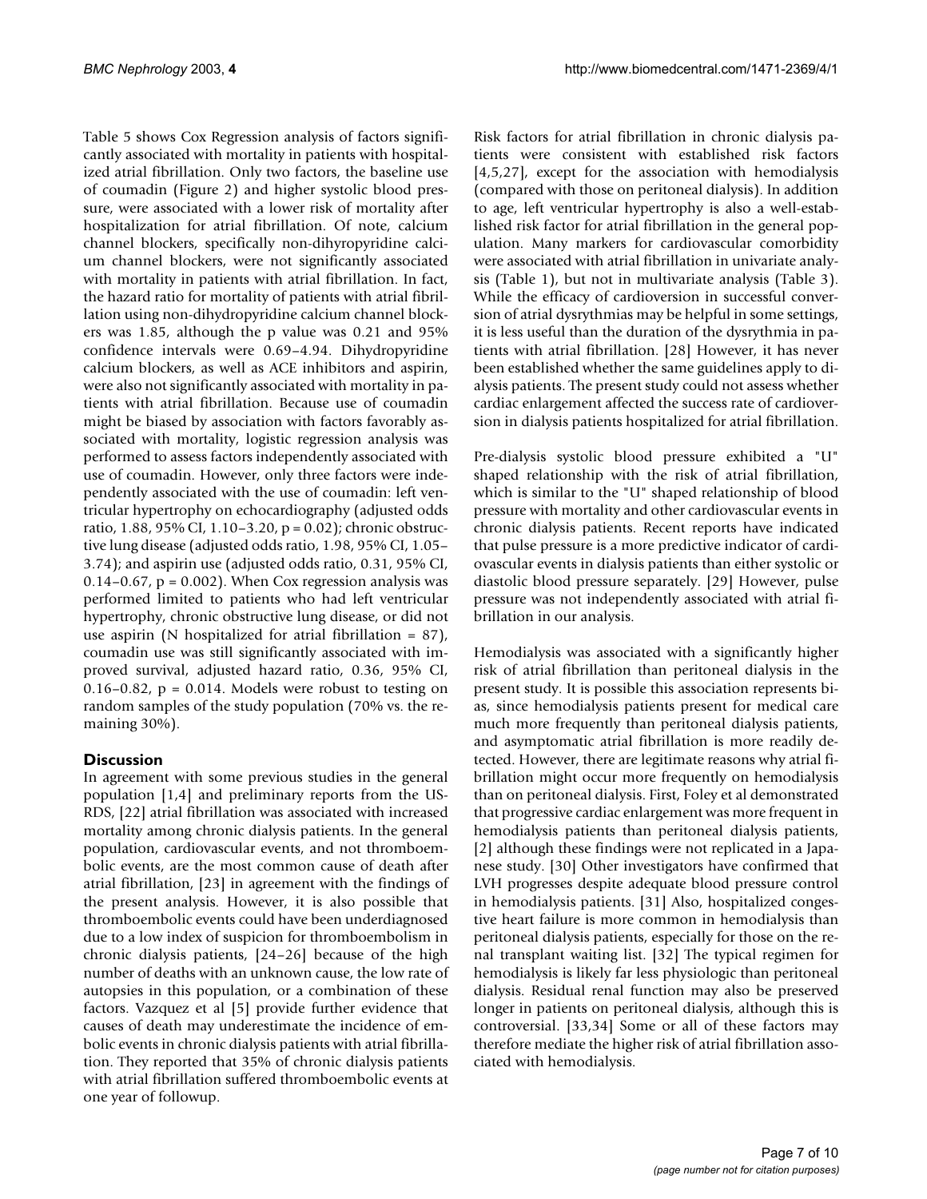Table 5 shows Cox Regression analysis of factors significantly associated with mortality in patients with hospitalized atrial fibrillation. Only two factors, the baseline use of coumadin (Figure 2) and higher systolic blood pressure, were associated with a lower risk of mortality after hospitalization for atrial fibrillation. Of note, calcium channel blockers, specifically non-dihyropyridine calcium channel blockers, were not significantly associated with mortality in patients with atrial fibrillation. In fact, the hazard ratio for mortality of patients with atrial fibrillation using non-dihydropyridine calcium channel blockers was 1.85, although the p value was 0.21 and 95% confidence intervals were 0.69–4.94. Dihydropyridine calcium blockers, as well as ACE inhibitors and aspirin, were also not significantly associated with mortality in patients with atrial fibrillation. Because use of coumadin might be biased by association with factors favorably associated with mortality, logistic regression analysis was performed to assess factors independently associated with use of coumadin. However, only three factors were independently associated with the use of coumadin: left ventricular hypertrophy on echocardiography (adjusted odds ratio, 1.88, 95% CI, 1.10–3.20, $p = 0.02$); chronic obstructive lung disease (adjusted odds ratio, 1.98, 95% CI, 1.05–3.74); and aspirin use (adjusted odds ratio, 0.31, 95% CI, 0.14–0.67, $p = 0.002$). When Cox regression analysis was performed limited to patients who had left ventricular hypertrophy, chronic obstructive lung disease, or did not use aspirin (N hospitalized for atrial fibrillation = 87), coumadin use was still significantly associated with improved survival, adjusted hazard ratio, 0.36, 95% CI, 0.16–0.82, $p = 0.014$. Models were robust to testing on random samples of the study population (70% vs. the remaining 30%).

## Discussion

In agreement with some previous studies in the general population [1,4] and preliminary reports from the USRDS, [22] atrial fibrillation was associated with increased mortality among chronic dialysis patients. In the general population, cardiovascular events, and not thromboembolic events, are the most common cause of death after atrial fibrillation, [23] in agreement with the findings of the present analysis. However, it is also possible that thromboembolic events could have been underdiagnosed due to a low index of suspicion for thromboembolism in chronic dialysis patients, [24–26] because of the high number of deaths with an unknown cause, the low rate of autopsies in this population, or a combination of these factors. Vazquez et al [5] provide further evidence that causes of death may underestimate the incidence of embolic events in chronic dialysis patients with atrial fibrillation. They reported that 35% of chronic dialysis patients with atrial fibrillation suffered thromboembolic events at one year of followup.

Risk factors for atrial fibrillation in chronic dialysis patients were consistent with established risk factors [4,5,27], except for the association with hemodialysis (compared with those on peritoneal dialysis). In addition to age, left ventricular hypertrophy is also a well-established risk factor for atrial fibrillation in the general population. Many markers for cardiovascular comorbidity were associated with atrial fibrillation in univariate analysis (Table 1), but not in multivariate analysis (Table 3). While the efficacy of cardioversion in successful conversion of atrial dysrythmias may be helpful in some settings, it is less useful than the duration of the dysrythmia in patients with atrial fibrillation. [28] However, it has never been established whether the same guidelines apply to dialysis patients. The present study could not assess whether cardiac enlargement affected the success rate of cardioversion in dialysis patients hospitalized for atrial fibrillation.

Pre-dialysis systolic blood pressure exhibited a "U" shaped relationship with the risk of atrial fibrillation, which is similar to the "U" shaped relationship of blood pressure with mortality and other cardiovascular events in chronic dialysis patients. Recent reports have indicated that pulse pressure is a more predictive indicator of cardiovascular events in dialysis patients than either systolic or diastolic blood pressure separately. [29] However, pulse pressure was not independently associated with atrial fibrillation in our analysis.

Hemodialysis was associated with a significantly higher risk of atrial fibrillation than peritoneal dialysis in the present study. It is possible this association represents bias, since hemodialysis patients present for medical care much more frequently than peritoneal dialysis patients, and asymptomatic atrial fibrillation is more readily detected. However, there are legitimate reasons why atrial fibrillation might occur more frequently on hemodialysis than on peritoneal dialysis. First, Foley et al demonstrated that progressive cardiac enlargement was more frequent in hemodialysis patients than peritoneal dialysis patients, [2] although these findings were not replicated in a Japanese study. [30] Other investigators have confirmed that LVH progresses despite adequate blood pressure control in hemodialysis patients. [31] Also, hospitalized congestive heart failure is more common in hemodialysis than peritoneal dialysis patients, especially for those on the renal transplant waiting list. [32] The typical regimen for hemodialysis is likely far less physiologic than peritoneal dialysis. Residual renal function may also be preserved longer in patients on peritoneal dialysis, although this is controversial. [33,34] Some or all of these factors may therefore mediate the higher risk of atrial fibrillation associated with hemodialysis.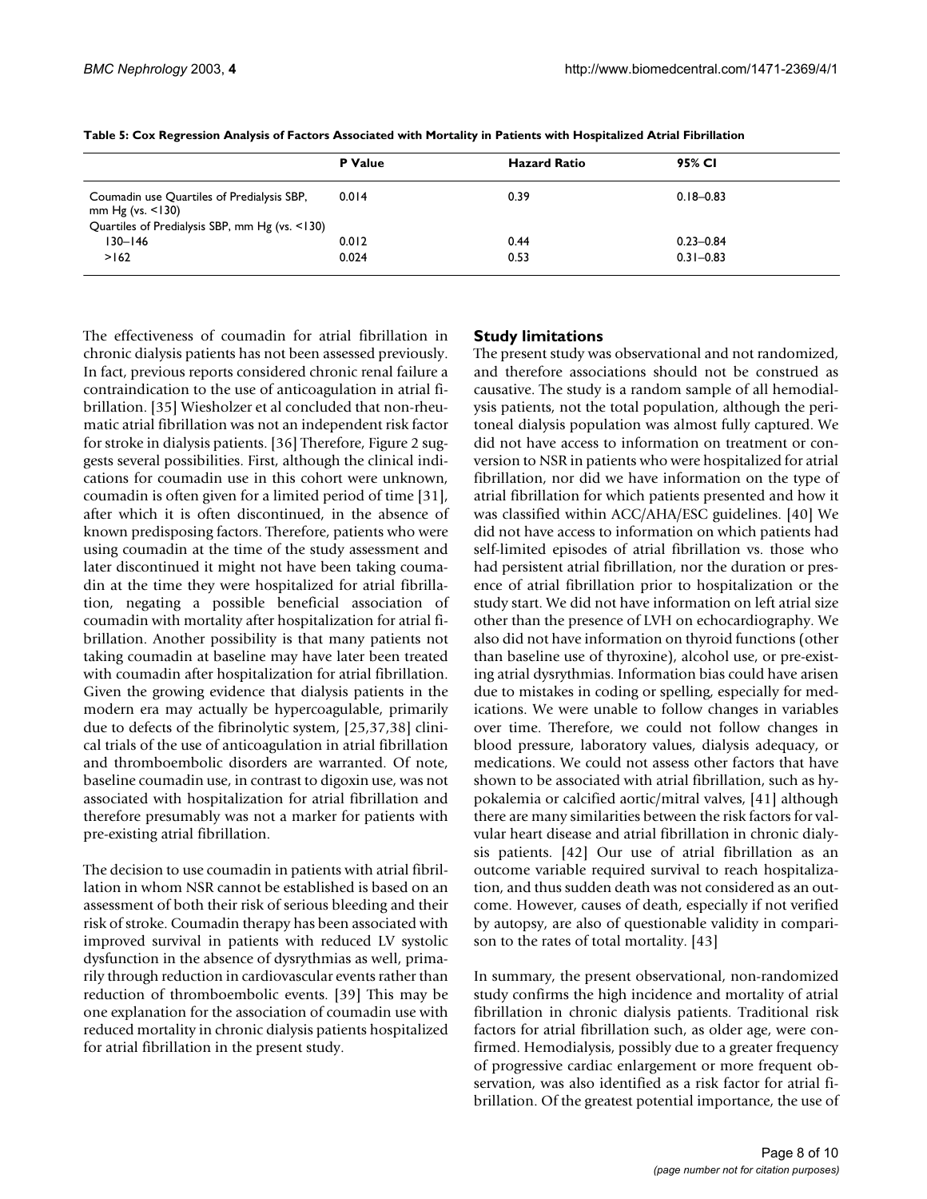**Table 5: Cox Regression Analysis of Factors Associated with Mortality in Patients with Hospitalized Atrial Fibrillation**

| | P Value | Hazard Ratio | 95% CI |
|---|---|---|---|
| Coumadin use Quartiles of Predialysis SBP, mm Hg (vs. <130) | 0.014 | 0.39 | 0.18–0.83 |
| Quartiles of Predialysis SBP, mm Hg (vs. <130) | | | |
| 130–146 | 0.012 | 0.44 | 0.23–0.84 |
| >162 | 0.024 | 0.53 | 0.31–0.83 |

The effectiveness of coumadin for atrial fibrillation in chronic dialysis patients has not been assessed previously. In fact, previous reports considered chronic renal failure a contraindication to the use of anticoagulation in atrial fibrillation. [35] Wiesholzer et al concluded that non-rheumatic atrial fibrillation was not an independent risk factor for stroke in dialysis patients. [36] Therefore, Figure 2 suggests several possibilities. First, although the clinical indications for coumadin use in this cohort were unknown, coumadin is often given for a limited period of time [31], after which it is often discontinued, in the absence of known predisposing factors. Therefore, patients who were using coumadin at the time of the study assessment and later discontinued it might not have been taking coumadin at the time they were hospitalized for atrial fibrillation, negating a possible beneficial association of coumadin with mortality after hospitalization for atrial fibrillation. Another possibility is that many patients not taking coumadin at baseline may have later been treated with coumadin after hospitalization for atrial fibrillation. Given the growing evidence that dialysis patients in the modern era may actually be hypercoagulable, primarily due to defects of the fibrinolytic system, [25,37,38] clinical trials of the use of anticoagulation in atrial fibrillation and thromboembolic disorders are warranted. Of note, baseline coumadin use, in contrast to digoxin use, was not associated with hospitalization for atrial fibrillation and therefore presumably was not a marker for patients with pre-existing atrial fibrillation.

The decision to use coumadin in patients with atrial fibrillation in whom NSR cannot be established is based on an assessment of both their risk of serious bleeding and their risk of stroke. Coumadin therapy has been associated with improved survival in patients with reduced LV systolic dysfunction in the absence of dysrythmias as well, primarily through reduction in cardiovascular events rather than reduction of thromboembolic events. [39] This may be one explanation for the association of coumadin use with reduced mortality in chronic dialysis patients hospitalized for atrial fibrillation in the present study.

## Study limitations

The present study was observational and not randomized, and therefore associations should not be construed as causative. The study is a random sample of all hemodialysis patients, not the total population, although the peritoneal dialysis population was almost fully captured. We did not have access to information on treatment or conversion to NSR in patients who were hospitalized for atrial fibrillation, nor did we have information on the type of atrial fibrillation for which patients presented and how it was classified within ACC/AHA/ESC guidelines. [40] We did not have access to information on which patients had self-limited episodes of atrial fibrillation vs. those who had persistent atrial fibrillation, nor the duration or presence of atrial fibrillation prior to hospitalization or the study start. We did not have information on left atrial size other than the presence of LVH on echocardiography. We also did not have information on thyroid functions (other than baseline use of thyroxine), alcohol use, or pre-existing atrial dysrhythmias. Information bias could have arisen due to mistakes in coding or spelling, especially for medications. We were unable to follow changes in variables over time. Therefore, we could not follow changes in blood pressure, laboratory values, dialysis adequacy, or medications. We could not assess other factors that have shown to be associated with atrial fibrillation, such as hypokalemia or calcified aortic/mitral valves, [41] although there are many similarities between the risk factors for valvular heart disease and atrial fibrillation in chronic dialysis patients. [42] Our use of atrial fibrillation as an outcome variable required survival to reach hospitalization, and thus sudden death was not considered as an outcome. However, causes of death, especially if not verified by autopsy, are also of questionable validity in comparison to the rates of total mortality. [43]

In summary, the present observational, non-randomized study confirms the high incidence and mortality of atrial fibrillation in chronic dialysis patients. Traditional risk factors for atrial fibrillation such, as older age, were confirmed. Hemodialysis, possibly due to a greater frequency of progressive cardiac enlargement or more frequent observation, was also identified as a risk factor for atrial fibrillation. Of the greatest potential importance, the use of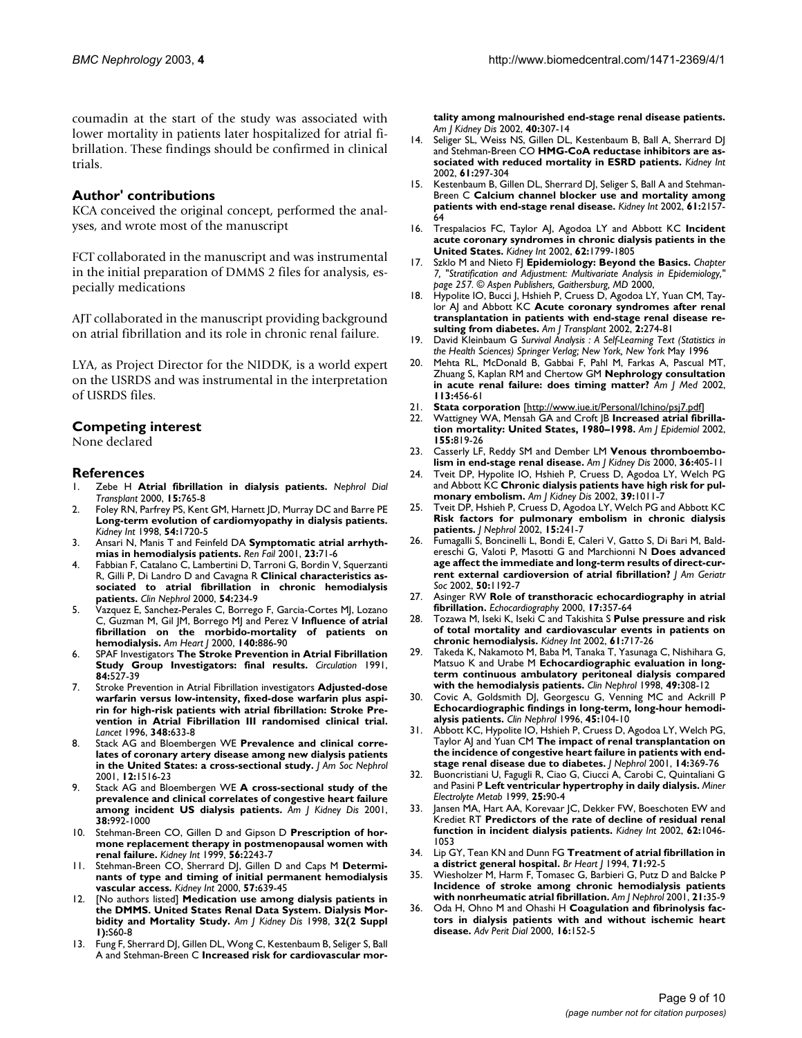coumadin at the start of the study was associated with lower mortality in patients later hospitalized for atrial fibrillation. These findings should be confirmed in clinical trials.

## Author' contributions

KCA conceived the original concept, performed the analyses, and wrote most of the manuscript

FCT collaborated in the manuscript and was instrumental in the initial preparation of DMMS 2 files for analysis, especially medications

AJT collaborated in the manuscript providing background on atrial fibrillation and its role in chronic renal failure.

LYA, as Project Director for the NIDDK, is a world expert on the USRDS and was instrumental in the interpretation of USRDS files.

## Competing interest

None declared

## References

1. Zebe H **Atrial fibrillation in dialysis patients.** *Nephrol Dial Transplant* 2000, **15:**765-8
2. Foley RN, Parfrey PS, Kent GM, Harnett JD, Murray DC and Barre PE **Long-term evolution of cardiomyopathy in dialysis patients.** *Kidney Int* 1998, **54:**1720-5
3. Ansari N, Manis T and Feinfeld DA **Symptomatic atrial arrhythmias in hemodialysis patients.** *Ren Fail* 2001, **23:**71-6
4. Fabbian F, Catalano C, Lambertini D, Tarroni G, Bordin V, Squerzanti R, Gilli P, Di Landro D and Cavagna R **Clinical characteristics associated to atrial fibrillation in chronic hemodialysis patients.** *Clin Nephrol* 2000, **54:**234-9
5. Vazquez E, Sanchez-Perales C, Borrego F, Garcia-Cortes MJ, Lozano C, Guzman M, Gil JM, Borrego MJ and Perez V **Influence of atrial fibrillation on the morbido-mortality of patients on hemodialysis.** *Am Heart J* 2000, **140:**886-90
6. SPAF Investigators **The Stroke Prevention in Atrial Fibrillation Study Group Investigators: final results.** *Circulation* 1991, **84:**527-39
7. Stroke Prevention in Atrial Fibrillation investigators **Adjusted-dose warfarin versus low-intensity, fixed-dose warfarin plus aspirin for high-risk patients with atrial fibrillation: Stroke Prevention in Atrial Fibrillation III randomised clinical trial.** *Lancet* 1996, **348:**633-8
8. Stack AG and Bloembergen WE **Prevalence and clinical correlates of coronary artery disease among new dialysis patients in the United States: a cross-sectional study.** *J Am Soc Nephrol* 2001, **12:**1516-23
9. Stack AG and Bloembergen WE **A cross-sectional study of the prevalence and clinical correlates of congestive heart failure among incident US dialysis patients.** *Am J Kidney Dis* 2001, **38:**992-1000
10. Stehman-Breen CO, Gillen D and Gipson D **Prescription of hormone replacement therapy in postmenopausal women with renal failure.** *Kidney Int* 1999, **56:**2243-7
11. Stehman-Breen CO, Sherrard DJ, Gillen D and Caps M **Determinants of type and timing of initial permanent hemodialysis vascular access.** *Kidney Int* 2000, **57:**639-45
12. [No authors listed] **Medication use among dialysis patients in the DMMS. United States Renal Data System. Dialysis Morbidity and Mortality Study.** *Am J Kidney Dis* 1998, **32(2 Suppl 1):**S60-8
13. Fung F, Sherrard DJ, Gillen DL, Wong C, Kestenbaum B, Seliger S, Ball A and Stehman-Breen C **Increased risk for cardiovascular mortality among malnourished end-stage renal disease patients.** *Am J Kidney Dis* 2002, **40:**307-14
14. Seliger SL, Weiss NS, Gillen DL, Kestenbaum B, Ball A, Sherrard DJ and Stehman-Breen CO **HMG-CoA reductase inhibitors are associated with reduced mortality in ESRD patients.** *Kidney Int* 2002, **61:**297-304
15. Kestenbaum B, Gillen DL, Sherrard DJ, Seliger S, Ball A and Stehman-Breen C **Calcium channel blocker use and mortality among patients with end-stage renal disease.** *Kidney Int* 2002, **61:**2157-64
16. Trespalacios FC, Taylor AJ, Agodoa LY and Abbott KC **Incident acute coronary syndromes in chronic dialysis patients in the United States.** *Kidney Int* 2002, **62:**1799-1805
17. Szklo M and Nieto FJ **Epidemiology: Beyond the Basics.** *Chapter 7, "Stratification and Adjustment: Multivariate Analysis in Epidemiology," page 257. © Aspen Publishers, Gaithersburg, MD* 2000,
18. Hypolite IO, Bucci J, Hshieh P, Cruess D, Agodoa LY, Yuan CM, Taylor AJ and Abbott KC **Acute coronary syndromes after renal transplantation in patients with end-stage renal disease resulting from diabetes.** *Am J Transplant* 2002, **2:**274-81
19. David Kleinbaum G *Survival Analysis : A Self-Learning Text (Statistics in the Health Sciences) Springer Verlag; New York, New York* May 1996
20. Mehta RL, McDonald B, Gabbai F, Pahl M, Farkas A, Pascual MT, Zhuang S, Kaplan RM and Chertow GM **Nephrology consultation in acute renal failure: does timing matter?** *Am J Med* 2002, **113:**456-61
21. **Stata corporation** [http://www.iue.it/Personal/Ichino/psj7.pdf]
22. Wattigney WA, Mensah GA and Croft JB **Increased atrial fibrillation mortality: United States, 1980–1998.** *Am J Epidemiol* 2002, **155:**819-26
23. Casserly LF, Reddy SM and Dember LM **Venous thromboembolism in end-stage renal disease.** *Am J Kidney Dis* 2000, **36:**405-11
24. Tveit DP, Hypolite IO, Hshieh P, Cruess D, Agodoa LY, Welch PG and Abbott KC **Chronic dialysis patients have high risk for pulmonary embolism.** *Am J Kidney Dis* 2002, **39:**1011-7
25. Tveit DP, Hshieh P, Cruess D, Agodoa LY, Welch PG and Abbott KC **Risk factors for pulmonary embolism in chronic dialysis patients.** *J Nephrol* 2002, **15:**241-7
26. Fumagalli S, Boncinelli L, Bondi E, Caleri V, Gatto S, Di Bari M, Baldereschi G, Valoti P, Masotti G and Marchionni N **Does advanced age affect the immediate and long-term results of direct-current external cardioversion of atrial fibrillation?** *J Am Geriatr Soc* 2002, **50:**1192-7
27. Asinger RW **Role of transthoracic echocardiography in atrial fibrillation.** *Echocardiography* 2000, **17:**357-64
28. Tozawa M, Iseki K, Iseki C and Takishita S **Pulse pressure and risk of total mortality and cardiovascular events in patients on chronic hemodialysis.** *Kidney Int* 2002, **61:**717-26
29. Takeda K, Nakamoto M, Baba M, Tanaka T, Yasunaga C, Nishihara G, Matsuo K and Urabe M **Echocardiographic evaluation in long-term continuous ambulatory peritoneal dialysis compared with the hemodialysis patients.** *Clin Nephrol* 1998, **49:**308-12
30. Covic A, Goldsmith DJ, Georgescu G, Venning MC and Ackrill P **Echocardiographic findings in long-term, long-hour hemodialysis patients.** *Clin Nephrol* 1996, **45:**104-10
31. Abbott KC, Hypolite IO, Hshieh P, Cruess D, Agodoa LY, Welch PG, Taylor AJ and Yuan CM **The impact of renal transplantation on the incidence of congestive heart failure in patients with end-stage renal disease due to diabetes.** *J Nephrol* 2001, **14:**369-76
32. Buoncristiani U, Fagugli R, Ciao G, Ciucci A, Carobi C, Quintaliani G and Pasini P **Left ventricular hypertrophy in daily dialysis.** *Miner Electrolyte Metab* 1999, **25:**90-4
33. Jansen MA, Hart AA, Korevaar JC, Dekker FW, Boeschoten EW and Krediet RT **Predictors of the rate of decline of residual renal function in incident dialysis patients.** *Kidney Int* 2002, **62:**1046-1053
34. Lip GY, Tean KN and Dunn FG **Treatment of atrial fibrillation in a district general hospital.** *Br Heart J* 1994, **71:**92-5
35. Wiesholzer M, Harm F, Tomasec G, Barbieri G, Putz D and Balcke P **Incidence of stroke among chronic hemodialysis patients with nonrheumatic atrial fibrillation.** *Am J Nephrol* 2001, **21:**35-9
36. Oda H, Ohno M and Ohashi H **Coagulation and fibrinolysis factors in dialysis patients with and without ischemic heart disease.** *Adv Perit Dial* 2000, **16:**152-5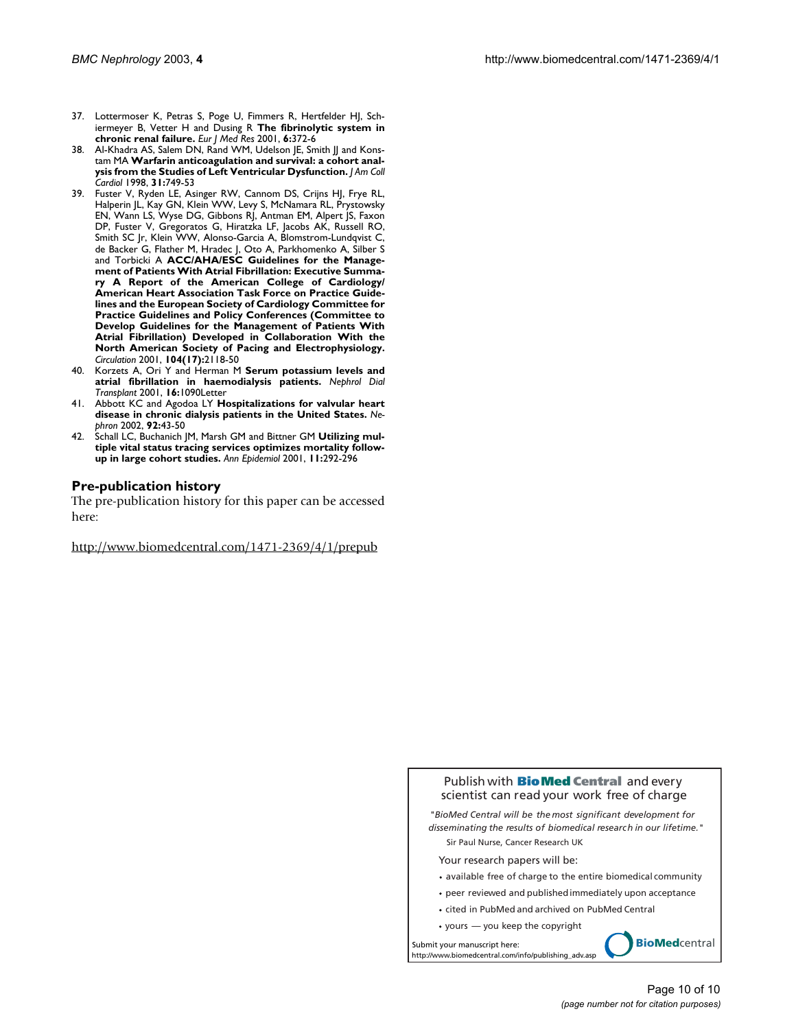37. Lottermoser K, Petras S, Poge U, Fimmers R, Hertfelder HJ, Schiermeyer B, Vetter H and Dusing R **The fibrinolytic system in chronic renal failure.** *Eur J Med Res* 2001, **6:**372-6
38. Al-Khadra AS, Salem DN, Rand WM, Udelson JE, Smith JJ and Konstam MA **Warfarin anticoagulation and survival: a cohort analysis from the Studies of Left Ventricular Dysfunction.** *J Am Coll Cardiol* 1998, **31:**749-53
39. Fuster V, Ryden LE, Asinger RW, Cannom DS, Crijns HJ, Frye RL, Halperin JL, Kay GN, Klein WW, Levy S, McNamara RL, Prystowsky EN, Wann LS, Wyse DG, Gibbons RJ, Antman EM, Alpert JS, Faxon DP, Fuster V, Gregoratos G, Hiratzka LF, Jacobs AK, Russell RO, Smith SC Jr, Klein WW, Alonso-Garcia A, Blomstrom-Lundqvist C, de Backer G, Flather M, Hradec J, Oto A, Parkhomenko A, Silber S and Torbicki A **ACC/AHA/ESC Guidelines for the Management of Patients With Atrial Fibrillation: Executive Summary A Report of the American College of Cardiology/American Heart Association Task Force on Practice Guidelines and the European Society of Cardiology Committee for Practice Guidelines and Policy Conferences (Committee to Develop Guidelines for the Management of Patients With Atrial Fibrillation) Developed in Collaboration With the North American Society of Pacing and Electrophysiology.** *Circulation* 2001, **104(17):**2118-50
40. Korzets A, Ori Y and Herman M **Serum potassium levels and atrial fibrillation in haemodialysis patients.** *Nephrol Dial Transplant* 2001, **16:**1090Letter
41. Abbott KC and Agodoa LY **Hospitalizations for valvular heart disease in chronic dialysis patients in the United States.** *Nephron* 2002, **92:**43-50
42. Schall LC, Buchanich JM, Marsh GM and Bittner GM **Utilizing multiple vital status tracing services optimizes mortality follow-up in large cohort studies.** *Ann Epidemiol* 2001, **11:**292-296

## Pre-publication history

The pre-publication history for this paper can be accessed here:

http://www.biomedcentral.com/1471-2369/4/1/prepub

Publish with **BioMed Central** and every scientist can read your work free of charge

*"BioMed Central will be the most significant development for disseminating the results of biomedical research in our lifetime."*

Sir Paul Nurse, Cancer Research UK

Your research papers will be:

- available free of charge to the entire biomedical community
- peer reviewed and published immediately upon acceptance
- cited in PubMed and archived on PubMed Central
- yours — you keep the copyright

Submit your manuscript here:
http://www.biomedcentral.com/info/publishing_adv.asp

**BioMed**central